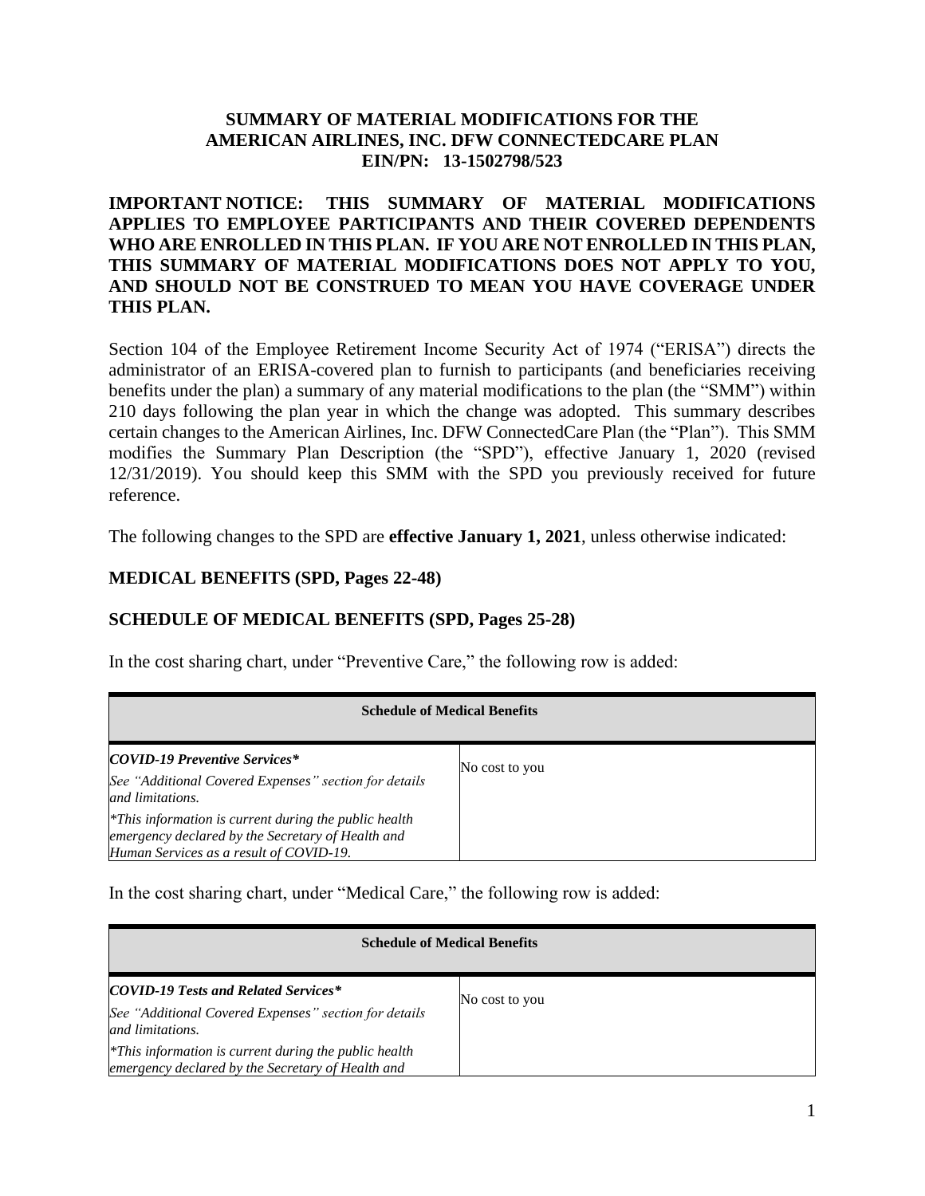# SUMMARY OF MATERIAL MODIFICATIONS FOR THE AMERICAN AIRLINES, INC. DFW CONNECTEDCARE PLAN EIN/PN: 13-1502798/523

**IMPORTANT NOTICE: THIS SUMMARY OF MATERIAL MODIFICATIONS APPLIES TO EMPLOYEE PARTICIPANTS AND THEIR COVERED DEPENDENTS WHO ARE ENROLLED IN THIS PLAN. IF YOU ARE NOT ENROLLED IN THIS PLAN, THIS SUMMARY OF MATERIAL MODIFICATIONS DOES NOT APPLY TO YOU, AND SHOULD NOT BE CONSTRUED TO MEAN YOU HAVE COVERAGE UNDER THIS PLAN.**

Section 104 of the Employee Retirement Income Security Act of 1974 ("ERISA") directs the administrator of an ERISA-covered plan to furnish to participants (and beneficiaries receiving benefits under the plan) a summary of any material modifications to the plan (the "SMM") within 210 days following the plan year in which the change was adopted. This summary describes certain changes to the American Airlines, Inc. DFW ConnectedCare Plan (the "Plan"). This SMM modifies the Summary Plan Description (the "SPD"), effective January 1, 2020 (revised 12/31/2019). You should keep this SMM with the SPD you previously received for future reference.

The following changes to the SPD are **effective January 1, 2021**, unless otherwise indicated:

## MEDICAL BENEFITS (SPD, Pages 22-48)

## SCHEDULE OF MEDICAL BENEFITS (SPD, Pages 25-28)

In the cost sharing chart, under "Preventive Care," the following row is added:

| Schedule of Medical Benefits | |
|---|---|
| ***COVID-19 Preventive Services**** <br> *See "Additional Covered Expenses" section for details and limitations.* <br> **This information is current during the public health emergency declared by the Secretary of Health and Human Services as a result of COVID-19.* | No cost to you |

In the cost sharing chart, under "Medical Care," the following row is added:

| Schedule of Medical Benefits | |
|---|---|
| ***COVID-19 Tests and Related Services**** <br> *See "Additional Covered Expenses" section for details and limitations.* <br> **This information is current during the public health emergency declared by the Secretary of Health and* | No cost to you |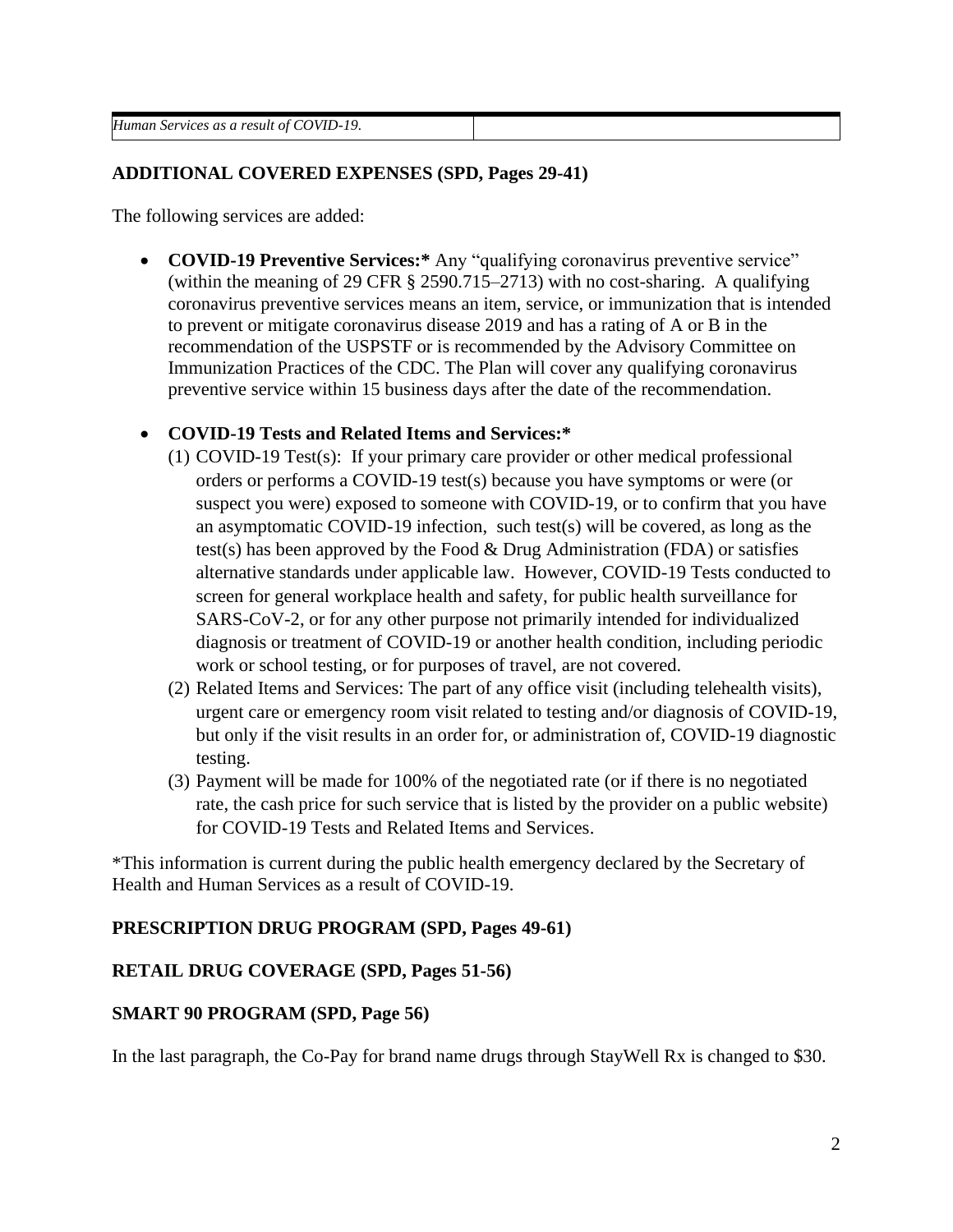| *Human Services as a result of COVID-19.* | |
|---|---|

**ADDITIONAL COVERED EXPENSES (SPD, Pages 29-41)**

The following services are added:

- **COVID-19 Preventive Services:*** Any "qualifying coronavirus preventive service" (within the meaning of 29 CFR § 2590.715–2713) with no cost-sharing. A qualifying coronavirus preventive services means an item, service, or immunization that is intended to prevent or mitigate coronavirus disease 2019 and has a rating of A or B in the recommendation of the USPSTF or is recommended by the Advisory Committee on Immunization Practices of the CDC. The Plan will cover any qualifying coronavirus preventive service within 15 business days after the date of the recommendation.

- **COVID-19 Tests and Related Items and Services:***
  (1) COVID-19 Test(s): If your primary care provider or other medical professional orders or performs a COVID-19 test(s) because you have symptoms or were (or suspect you were) exposed to someone with COVID-19, or to confirm that you have an asymptomatic COVID-19 infection, such test(s) will be covered, as long as the test(s) has been approved by the Food & Drug Administration (FDA) or satisfies alternative standards under applicable law. However, COVID-19 Tests conducted to screen for general workplace health and safety, for public health surveillance for SARS-CoV-2, or for any other purpose not primarily intended for individualized diagnosis or treatment of COVID-19 or another health condition, including periodic work or school testing, or for purposes of travel, are not covered.
  (2) Related Items and Services: The part of any office visit (including telehealth visits), urgent care or emergency room visit related to testing and/or diagnosis of COVID-19, but only if the visit results in an order for, or administration of, COVID-19 diagnostic testing.
  (3) Payment will be made for 100% of the negotiated rate (or if there is no negotiated rate, the cash price for such service that is listed by the provider on a public website) for COVID-19 Tests and Related Items and Services.

*This information is current during the public health emergency declared by the Secretary of Health and Human Services as a result of COVID-19.

**PRESCRIPTION DRUG PROGRAM (SPD, Pages 49-61)**

**RETAIL DRUG COVERAGE (SPD, Pages 51-56)**

**SMART 90 PROGRAM (SPD, Page 56)**

In the last paragraph, the Co-Pay for brand name drugs through StayWell Rx is changed to $30.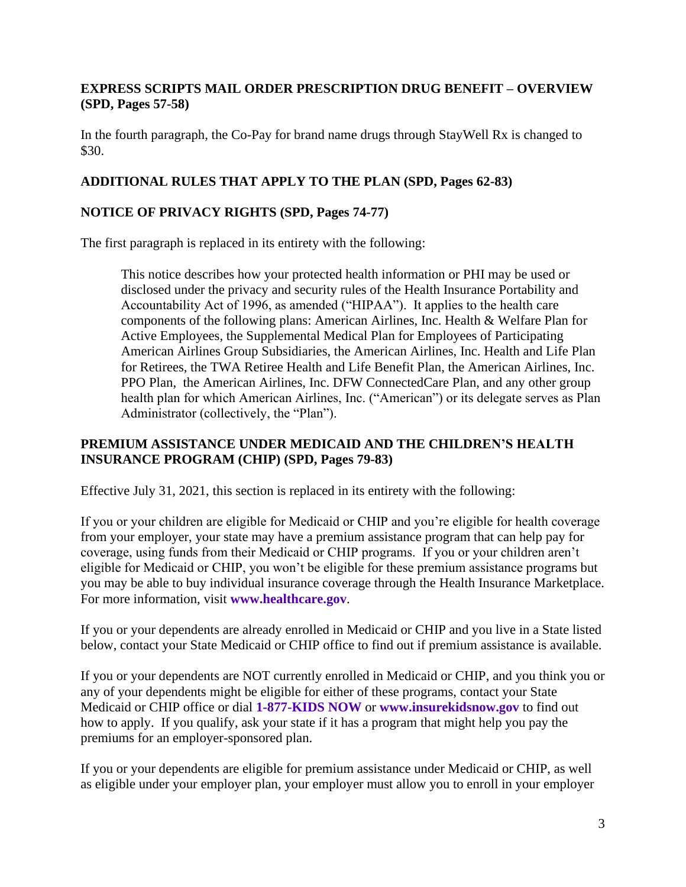## EXPRESS SCRIPTS MAIL ORDER PRESCRIPTION DRUG BENEFIT – OVERVIEW (SPD, Pages 57-58)

In the fourth paragraph, the Co-Pay for brand name drugs through StayWell Rx is changed to $30.

## ADDITIONAL RULES THAT APPLY TO THE PLAN (SPD, Pages 62-83)

## NOTICE OF PRIVACY RIGHTS (SPD, Pages 74-77)

The first paragraph is replaced in its entirety with the following:

> This notice describes how your protected health information or PHI may be used or disclosed under the privacy and security rules of the Health Insurance Portability and Accountability Act of 1996, as amended ("HIPAA"). It applies to the health care components of the following plans: American Airlines, Inc. Health & Welfare Plan for Active Employees, the Supplemental Medical Plan for Employees of Participating American Airlines Group Subsidiaries, the American Airlines, Inc. Health and Life Plan for Retirees, the TWA Retiree Health and Life Benefit Plan, the American Airlines, Inc. PPO Plan, the American Airlines, Inc. DFW ConnectedCare Plan, and any other group health plan for which American Airlines, Inc. ("American") or its delegate serves as Plan Administrator (collectively, the "Plan").

## PREMIUM ASSISTANCE UNDER MEDICAID AND THE CHILDREN'S HEALTH INSURANCE PROGRAM (CHIP) (SPD, Pages 79-83)

Effective July 31, 2021, this section is replaced in its entirety with the following:

If you or your children are eligible for Medicaid or CHIP and you're eligible for health coverage from your employer, your state may have a premium assistance program that can help pay for coverage, using funds from their Medicaid or CHIP programs. If you or your children aren't eligible for Medicaid or CHIP, you won't be eligible for these premium assistance programs but you may be able to buy individual insurance coverage through the Health Insurance Marketplace. For more information, visit **www.healthcare.gov**.

If you or your dependents are already enrolled in Medicaid or CHIP and you live in a State listed below, contact your State Medicaid or CHIP office to find out if premium assistance is available.

If you or your dependents are NOT currently enrolled in Medicaid or CHIP, and you think you or any of your dependents might be eligible for either of these programs, contact your State Medicaid or CHIP office or dial **1-877-KIDS NOW** or **www.insurekidsnow.gov** to find out how to apply. If you qualify, ask your state if it has a program that might help you pay the premiums for an employer-sponsored plan.

If you or your dependents are eligible for premium assistance under Medicaid or CHIP, as well as eligible under your employer plan, your employer must allow you to enroll in your employer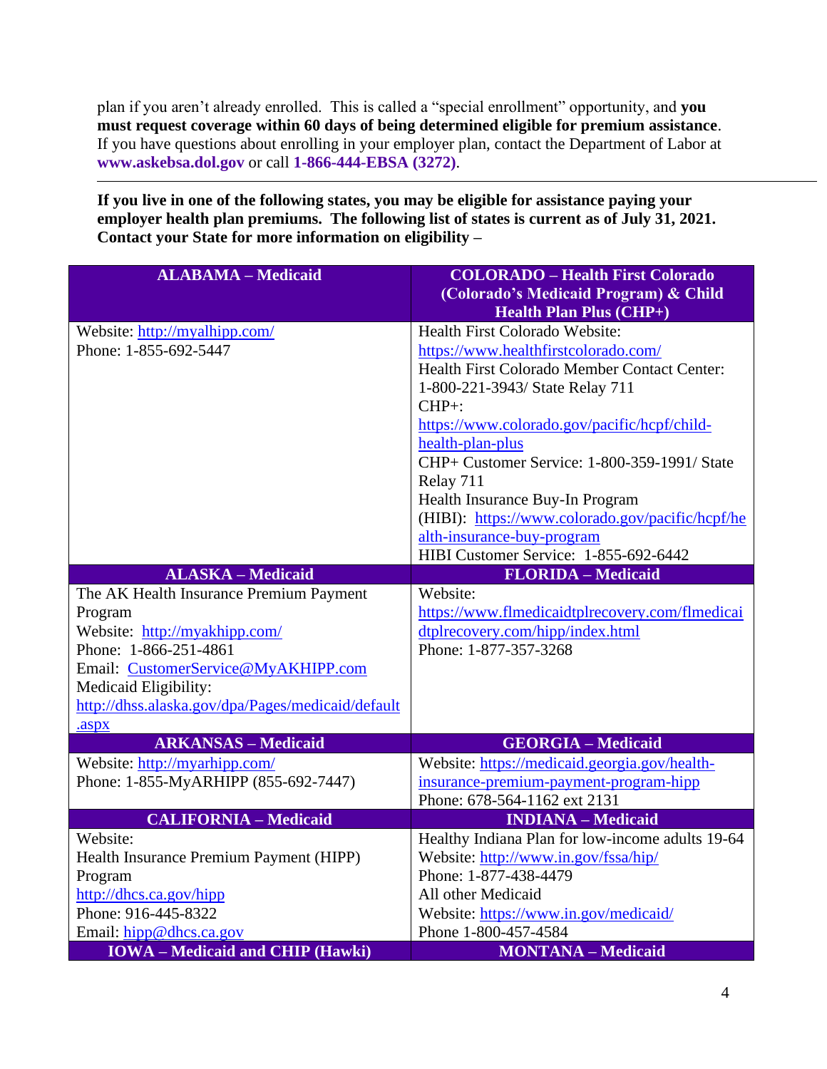plan if you aren't already enrolled. This is called a "special enrollment" opportunity, and **you must request coverage within 60 days of being determined eligible for premium assistance**. If you have questions about enrolling in your employer plan, contact the Department of Labor at **www.askebsa.dol.gov** or call **1-866-444-EBSA (3272)**.

---

**If you live in one of the following states, you may be eligible for assistance paying your employer health plan premiums. The following list of states is current as of July 31, 2021. Contact your State for more information on eligibility –**

| ALABAMA – Medicaid | COLORADO – Health First Colorado (Colorado's Medicaid Program) & Child Health Plan Plus (CHP+) |
|---|---|
| Website: http://myalhipp.com/<br>Phone: 1-855-692-5447 | Health First Colorado Website: https://www.healthfirstcolorado.com/<br>Health First Colorado Member Contact Center: 1-800-221-3943/ State Relay 711<br>CHP+: https://www.colorado.gov/pacific/hcpf/child-health-plan-plus<br>CHP+ Customer Service: 1-800-359-1991/ State Relay 711<br>Health Insurance Buy-In Program (HIBI): https://www.colorado.gov/pacific/hcpf/health-insurance-buy-program<br>HIBI Customer Service: 1-855-692-6442 |
| **ALASKA – Medicaid** | **FLORIDA – Medicaid** |
| The AK Health Insurance Premium Payment Program<br>Website: http://myakhipp.com/<br>Phone: 1-866-251-4861<br>Email: CustomerService@MyAKHIPP.com<br>Medicaid Eligibility: http://dhss.alaska.gov/dpa/Pages/medicaid/default.aspx | Website: https://www.flmedicaidtplrecovery.com/flmedicaidtplrecovery.com/hipp/index.html<br>Phone: 1-877-357-3268 |
| **ARKANSAS – Medicaid** | **GEORGIA – Medicaid** |
| Website: http://myarhipp.com/<br>Phone: 1-855-MyARHIPP (855-692-7447) | Website: https://medicaid.georgia.gov/health-insurance-premium-payment-program-hipp<br>Phone: 678-564-1162 ext 2131 |
| **CALIFORNIA – Medicaid** | **INDIANA – Medicaid** |
| Website:<br>Health Insurance Premium Payment (HIPP) Program<br>http://dhcs.ca.gov/hipp<br>Phone: 916-445-8322<br>Email: hipp@dhcs.ca.gov | Healthy Indiana Plan for low-income adults 19-64<br>Website: http://www.in.gov/fssa/hip/<br>Phone: 1-877-438-4479<br>All other Medicaid<br>Website: https://www.in.gov/medicaid/<br>Phone 1-800-457-4584 |
| **IOWA – Medicaid and CHIP (Hawki)** | **MONTANA – Medicaid** |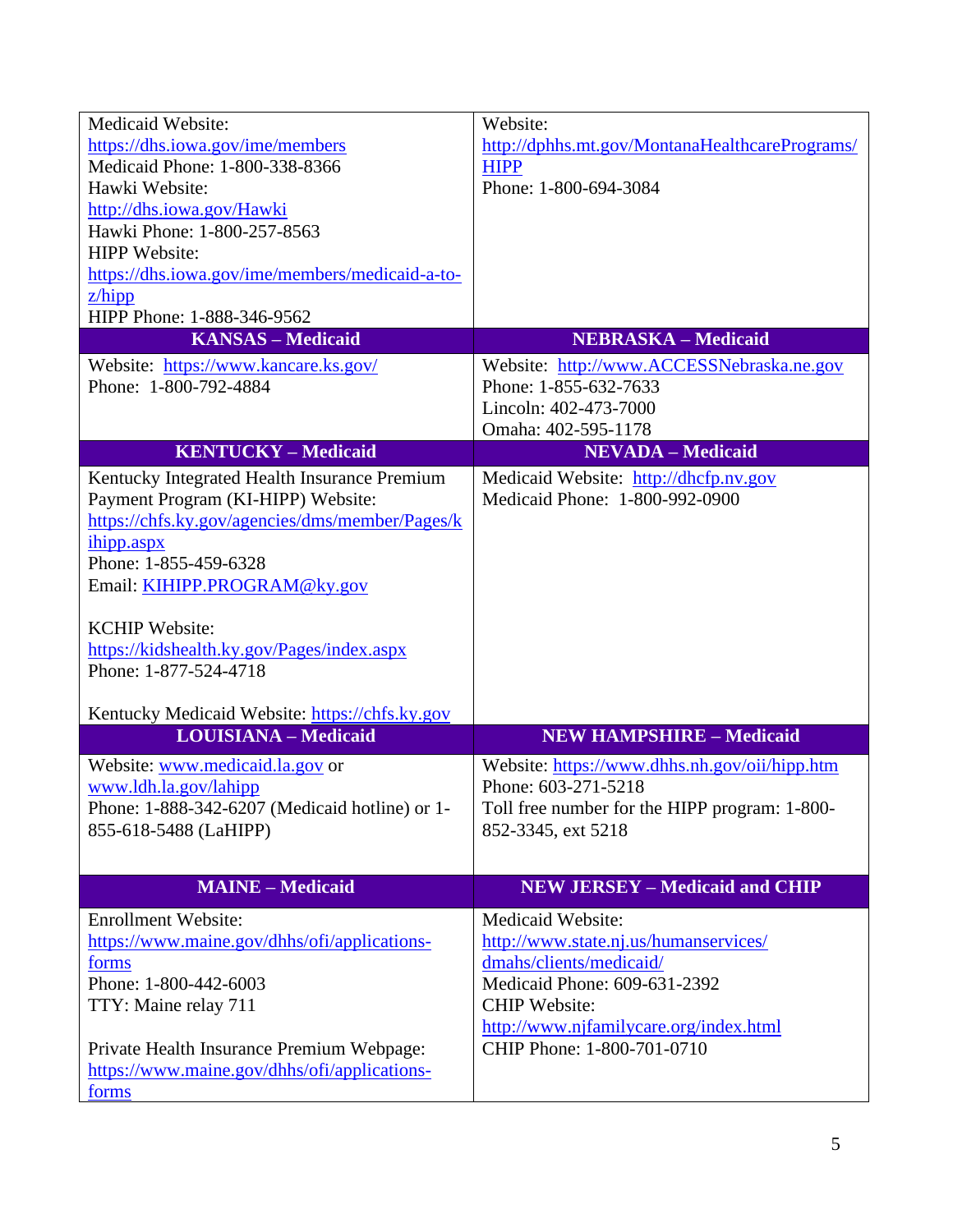| | |
|---|---|
| Medicaid Website: https://dhs.iowa.gov/ime/members<br>Medicaid Phone: 1-800-338-8366<br>Hawki Website: http://dhs.iowa.gov/Hawki<br>Hawki Phone: 1-800-257-8563<br>HIPP Website: https://dhs.iowa.gov/ime/members/medicaid-a-to-z/hipp<br>HIPP Phone: 1-888-346-9562 | Website: http://dphhs.mt.gov/MontanaHealthcarePrograms/HIPP<br>Phone: 1-800-694-3084 |
| **KANSAS – Medicaid** | **NEBRASKA – Medicaid** |
| Website: https://www.kancare.ks.gov/<br>Phone: 1-800-792-4884 | Website: http://www.ACCESSNebraska.ne.gov<br>Phone: 1-855-632-7633<br>Lincoln: 402-473-7000<br>Omaha: 402-595-1178 |
| **KENTUCKY – Medicaid** | **NEVADA – Medicaid** |
| Kentucky Integrated Health Insurance Premium Payment Program (KI-HIPP) Website: https://chfs.ky.gov/agencies/dms/member/Pages/kihipp.aspx<br>Phone: 1-855-459-6328<br>Email: KIHIPP.PROGRAM@ky.gov<br><br>KCHIP Website: https://kidshealth.ky.gov/Pages/index.aspx<br>Phone: 1-877-524-4718<br><br>Kentucky Medicaid Website: https://chfs.ky.gov | Medicaid Website: http://dhcfp.nv.gov<br>Medicaid Phone: 1-800-992-0900 |
| **LOUISIANA – Medicaid** | **NEW HAMPSHIRE – Medicaid** |
| Website: www.medicaid.la.gov or www.ldh.la.gov/lahipp<br>Phone: 1-888-342-6207 (Medicaid hotline) or 1-855-618-5488 (LaHIPP) | Website: https://www.dhhs.nh.gov/oii/hipp.htm<br>Phone: 603-271-5218<br>Toll free number for the HIPP program: 1-800-852-3345, ext 5218 |
| **MAINE – Medicaid** | **NEW JERSEY – Medicaid and CHIP** |
| Enrollment Website: https://www.maine.gov/dhhs/ofi/applications-forms<br>Phone: 1-800-442-6003<br>TTY: Maine relay 711<br><br>Private Health Insurance Premium Webpage: https://www.maine.gov/dhhs/ofi/applications-forms | Medicaid Website: http://www.state.nj.us/humanservices/dmahs/clients/medicaid/<br>Medicaid Phone: 609-631-2392<br>CHIP Website: http://www.njfamilycare.org/index.html<br>CHIP Phone: 1-800-701-0710 |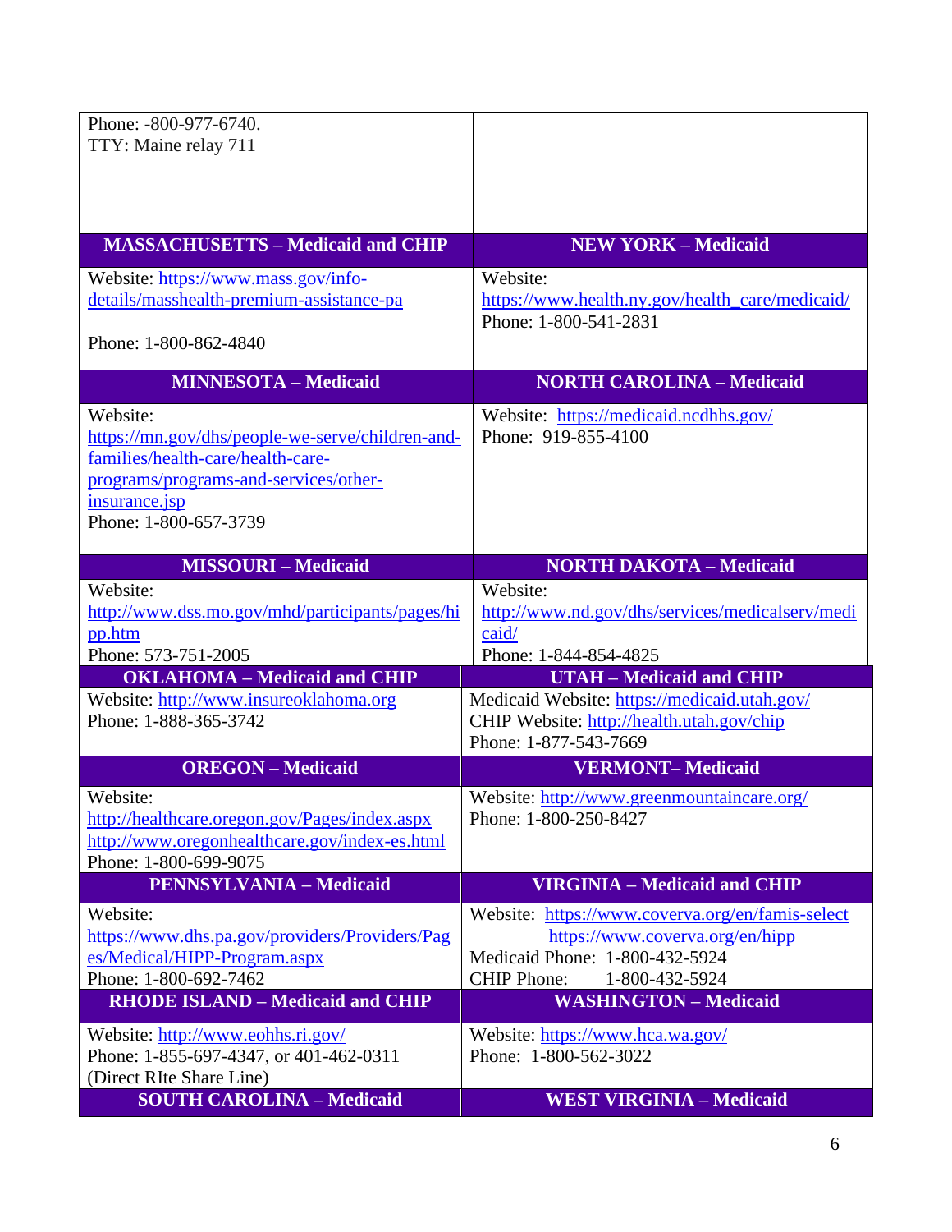| | |
|---|---|
| Phone: -800-977-6740.<br>TTY: Maine relay 711 | |
| **MASSACHUSETTS – Medicaid and CHIP** | **NEW YORK – Medicaid** |
| Website: https://www.mass.gov/info-details/masshealth-premium-assistance-pa<br><br>Phone: 1-800-862-4840 | Website: https://www.health.ny.gov/health_care/medicaid/<br>Phone: 1-800-541-2831 |
| **MINNESOTA – Medicaid** | **NORTH CAROLINA – Medicaid** |
| Website: https://mn.gov/dhs/people-we-serve/children-and-families/health-care/health-care-programs/programs-and-services/other-insurance.jsp<br>Phone: 1-800-657-3739 | Website: https://medicaid.ncdhhs.gov/<br>Phone: 919-855-4100 |
| **MISSOURI – Medicaid** | **NORTH DAKOTA – Medicaid** |
| Website: http://www.dss.mo.gov/mhd/participants/pages/hipp.htm<br>Phone: 573-751-2005 | Website: http://www.nd.gov/dhs/services/medicalserv/medicaid/<br>Phone: 1-844-854-4825 |
| **OKLAHOMA – Medicaid and CHIP** | **UTAH – Medicaid and CHIP** |
| Website: http://www.insureoklahoma.org<br>Phone: 1-888-365-3742 | Medicaid Website: https://medicaid.utah.gov/<br>CHIP Website: http://health.utah.gov/chip<br>Phone: 1-877-543-7669 |
| **OREGON – Medicaid** | **VERMONT– Medicaid** |
| Website: http://healthcare.oregon.gov/Pages/index.aspx<br>http://www.oregonhealthcare.gov/index-es.html<br>Phone: 1-800-699-9075 | Website: http://www.greenmountaincare.org/<br>Phone: 1-800-250-8427 |
| **PENNSYLVANIA – Medicaid** | **VIRGINIA – Medicaid and CHIP** |
| Website: https://www.dhs.pa.gov/providers/Providers/Pages/Medical/HIPP-Program.aspx<br>Phone: 1-800-692-7462 | Website: https://www.coverva.org/en/famis-select<br>https://www.coverva.org/en/hipp<br>Medicaid Phone: 1-800-432-5924<br>CHIP Phone: 1-800-432-5924 |
| **RHODE ISLAND – Medicaid and CHIP** | **WASHINGTON – Medicaid** |
| Website: http://www.eohhs.ri.gov/<br>Phone: 1-855-697-4347, or 401-462-0311 (Direct RIte Share Line) | Website: https://www.hca.wa.gov/<br>Phone: 1-800-562-3022 |
| **SOUTH CAROLINA – Medicaid** | **WEST VIRGINIA – Medicaid** |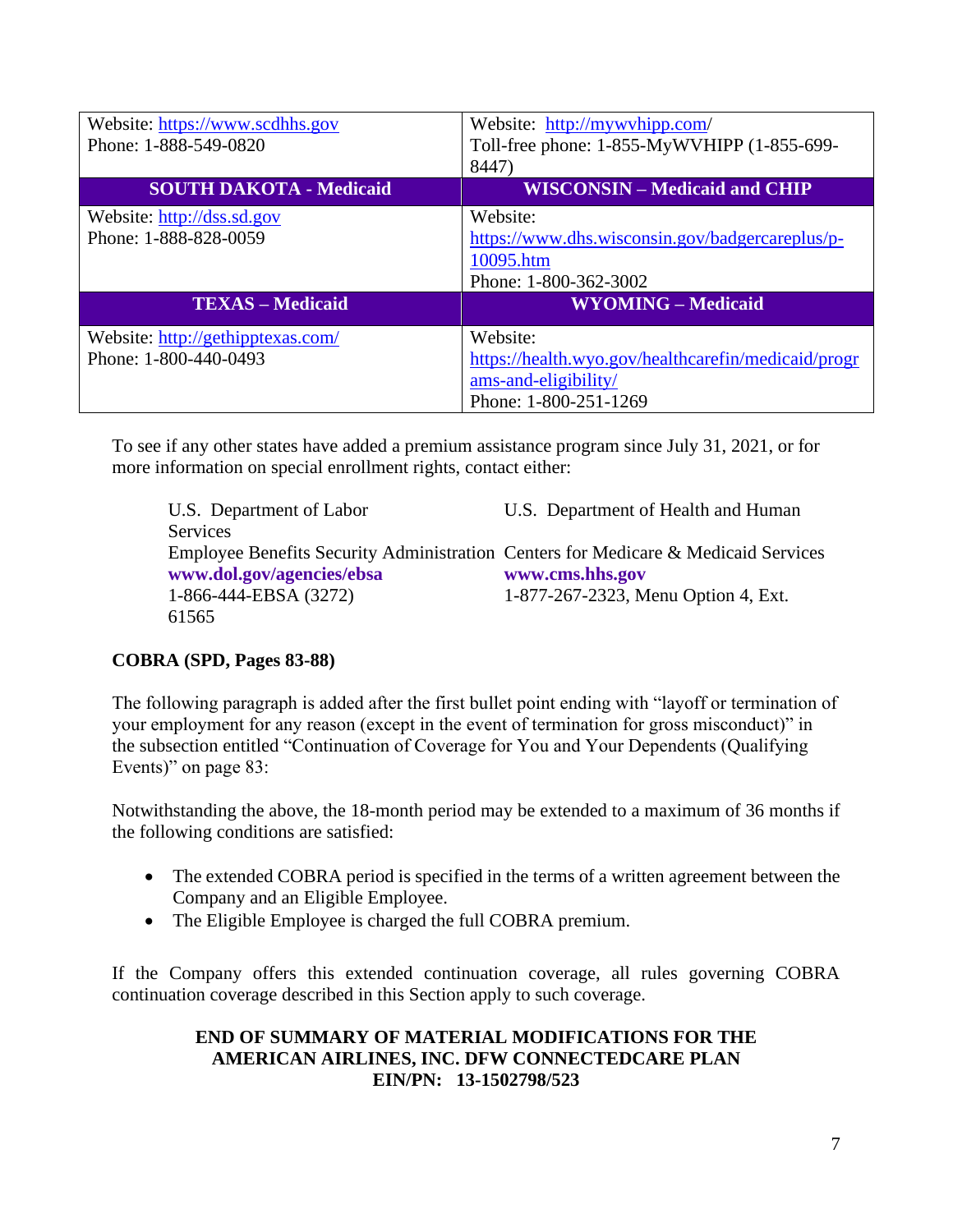| | |
|---|---|
| Website: https://www.scdhhs.gov<br>Phone: 1-888-549-0820 | Website: http://mywvhipp.com/<br>Toll-free phone: 1-855-MyWVHIPP (1-855-699-8447) |
| **SOUTH DAKOTA - Medicaid** | **WISCONSIN – Medicaid and CHIP** |
| Website: http://dss.sd.gov<br>Phone: 1-888-828-0059 | Website: https://www.dhs.wisconsin.gov/badgercareplus/p-10095.htm<br>Phone: 1-800-362-3002 |
| **TEXAS – Medicaid** | **WYOMING – Medicaid** |
| Website: http://gethipptexas.com/<br>Phone: 1-800-440-0493 | Website: https://health.wyo.gov/healthcarefin/medicaid/programs-and-eligibility/<br>Phone: 1-800-251-1269 |

To see if any other states have added a premium assistance program since July 31, 2021, or for more information on special enrollment rights, contact either:

U.S. Department of Labor
Employee Benefits Security Administration
**www.dol.gov/agencies/ebsa**
1-866-444-EBSA (3272)

U.S. Department of Health and Human Services
Centers for Medicare & Medicaid Services
**www.cms.hhs.gov**
1-877-267-2323, Menu Option 4, Ext. 61565

**COBRA (SPD, Pages 83-88)**

The following paragraph is added after the first bullet point ending with "layoff or termination of your employment for any reason (except in the event of termination for gross misconduct)" in the subsection entitled "Continuation of Coverage for You and Your Dependents (Qualifying Events)" on page 83:

Notwithstanding the above, the 18-month period may be extended to a maximum of 36 months if the following conditions are satisfied:

- The extended COBRA period is specified in the terms of a written agreement between the Company and an Eligible Employee.
- The Eligible Employee is charged the full COBRA premium.

If the Company offers this extended continuation coverage, all rules governing COBRA continuation coverage described in this Section apply to such coverage.

**END OF SUMMARY OF MATERIAL MODIFICATIONS FOR THE AMERICAN AIRLINES, INC. DFW CONNECTEDCARE PLAN**
**EIN/PN: 13-1502798/523**